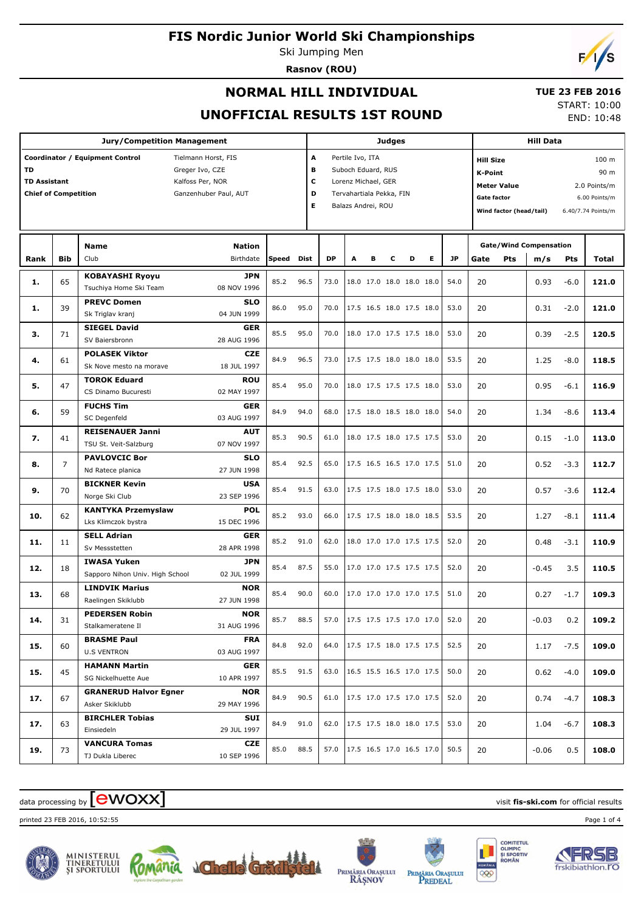# FIS Nordic Junior World Ski Championships

Ski Jumping Men

**Rasnov (ROU)**

## NORMAL HILL INDIVIDUAL

## UNOFFICIAL RESULTS 1ST ROUND

**TUE 23 FEB 2016**

START: 10:00

END: 10:48

| Jury/Competition Management | |
|---|---|
| **Coordinator / Equipment Control** | Tielmann Horst, FIS |
| **TD** | Greger Ivo, CZE |
| **TD Assistant** | Kalfoss Per, NOR |
| **Chief of Competition** | Ganzenhuber Paul, AUT |

| Judges | |
|---|---|
| **A** | Pertile Ivo, ITA |
| **B** | Suboch Eduard, RUS |
| **C** | Lorenz Michael, GER |
| **D** | Tervahartiala Pekka, FIN |
| **E** | Balazs Andrei, ROU |

| Hill Data | |
|---|---|
| **Hill Size** | 100 m |
| **K-Point** | 90 m |
| **Meter Value** | 2.0 Points/m |
| **Gate factor** | 6.00 Points/m |
| **Wind factor (head/tail)** | 6.40/7.74 Points/m |

| Rank | Bib | Name / Club | Nation / Birthdate | Speed | Dist | DP | A | B | C | D | E | JP | Gate | Pts | m/s | Pts | Total |
|---|---|---|---|---|---|---|---|---|---|---|---|---|---|---|---|---|---|
| **1.** | 65 | **KOBAYASHI Ryoyu** Tsuchiya Home Ski Team | **JPN** 08 NOV 1996 | 85.2 | 96.5 | 73.0 | 18.0 | 17.0 | 18.0 | 18.0 | 18.0 | 54.0 | 20 | | 0.93 | -6.0 | **121.0** |
| **1.** | 39 | **PREVC Domen** Sk Triglav kranj | **SLO** 04 JUN 1999 | 86.0 | 95.0 | 70.0 | 17.5 | 16.5 | 18.0 | 17.5 | 18.0 | 53.0 | 20 | | 0.31 | -2.0 | **121.0** |
| **3.** | 71 | **SIEGEL David** SV Baiersbronn | **GER** 28 AUG 1996 | 85.5 | 95.0 | 70.0 | 18.0 | 17.0 | 17.5 | 17.5 | 18.0 | 53.0 | 20 | | 0.39 | -2.5 | **120.5** |
| **4.** | 61 | **POLASEK Viktor** Sk Nove mesto na morave | **CZE** 18 JUL 1997 | 84.9 | 96.5 | 73.0 | 17.5 | 17.5 | 18.0 | 18.0 | 18.0 | 53.5 | 20 | | 1.25 | -8.0 | **118.5** |
| **5.** | 47 | **TOROK Eduard** CS Dinamo Bucuresti | **ROU** 02 MAY 1997 | 85.4 | 95.0 | 70.0 | 18.0 | 17.5 | 17.5 | 17.5 | 18.0 | 53.0 | 20 | | 0.95 | -6.1 | **116.9** |
| **6.** | 59 | **FUCHS Tim** SC Degenfeld | **GER** 03 AUG 1997 | 84.9 | 94.0 | 68.0 | 17.5 | 18.0 | 18.5 | 18.0 | 18.0 | 54.0 | 20 | | 1.34 | -8.6 | **113.4** |
| **7.** | 41 | **REISENAUER Janni** TSU St. Veit-Salzburg | **AUT** 07 NOV 1997 | 85.3 | 90.5 | 61.0 | 18.0 | 17.5 | 18.0 | 17.5 | 17.5 | 53.0 | 20 | | 0.15 | -1.0 | **113.0** |
| **8.** | 7 | **PAVLOVCIC Bor** Nd Ratece planica | **SLO** 27 JUN 1998 | 85.4 | 92.5 | 65.0 | 17.5 | 16.5 | 16.5 | 17.0 | 17.5 | 51.0 | 20 | | 0.52 | -3.3 | **112.7** |
| **9.** | 70 | **BICKNER Kevin** Norge Ski Club | **USA** 23 SEP 1996 | 85.4 | 91.5 | 63.0 | 17.5 | 17.5 | 18.0 | 17.5 | 18.0 | 53.0 | 20 | | 0.57 | -3.6 | **112.4** |
| **10.** | 62 | **KANTYKA Przemyslaw** Lks Klimczok bystra | **POL** 15 DEC 1996 | 85.2 | 93.0 | 66.0 | 17.5 | 17.5 | 18.0 | 18.0 | 18.5 | 53.5 | 20 | | 1.27 | -8.1 | **111.4** |
| **11.** | 11 | **SELL Adrian** Sv Messstetten | **GER** 28 APR 1998 | 85.2 | 91.0 | 62.0 | 18.0 | 17.0 | 17.0 | 17.5 | 17.5 | 52.0 | 20 | | 0.48 | -3.1 | **110.9** |
| **12.** | 18 | **IWASA Yuken** Sapporo Nihon Univ. High School | **JPN** 02 JUL 1999 | 85.4 | 87.5 | 55.0 | 17.0 | 17.0 | 17.5 | 17.5 | 17.5 | 52.0 | 20 | | -0.45 | 3.5 | **110.5** |
| **13.** | 68 | **LINDVIK Marius** Raelingen Skiklubb | **NOR** 27 JUN 1998 | 85.4 | 90.0 | 60.0 | 17.0 | 17.0 | 17.0 | 17.0 | 17.5 | 51.0 | 20 | | 0.27 | -1.7 | **109.3** |
| **14.** | 31 | **PEDERSEN Robin** Stalkameratene Il | **NOR** 31 AUG 1996 | 85.7 | 88.5 | 57.0 | 17.5 | 17.5 | 17.5 | 17.0 | 17.0 | 52.0 | 20 | | -0.03 | 0.2 | **109.2** |
| **15.** | 60 | **BRASME Paul** U.S VENTRON | **FRA** 03 AUG 1997 | 84.8 | 92.0 | 64.0 | 17.5 | 17.5 | 18.0 | 17.5 | 17.5 | 52.5 | 20 | | 1.17 | -7.5 | **109.0** |
| **15.** | 45 | **HAMANN Martin** SG Nickelhuette Aue | **GER** 10 APR 1997 | 85.5 | 91.5 | 63.0 | 16.5 | 15.5 | 16.5 | 17.0 | 17.5 | 50.0 | 20 | | 0.62 | -4.0 | **109.0** |
| **17.** | 67 | **GRANERUD Halvor Egner** Asker Skiklubb | **NOR** 29 MAY 1996 | 84.9 | 90.5 | 61.0 | 17.5 | 17.0 | 17.5 | 17.0 | 17.5 | 52.0 | 20 | | 0.74 | -4.7 | **108.3** |
| **17.** | 63 | **BIRCHLER Tobias** Einsiedeln | **SUI** 29 JUL 1997 | 84.9 | 91.0 | 62.0 | 17.5 | 17.5 | 18.0 | 18.0 | 17.5 | 53.0 | 20 | | 1.04 | -6.7 | **108.3** |
| **19.** | 73 | **VANCURA Tomas** TJ Dukla Liberec | **CZE** 10 SEP 1996 | 85.0 | 88.5 | 57.0 | 17.5 | 16.5 | 17.0 | 16.5 | 17.0 | 50.5 | 20 | | -0.06 | 0.5 | **108.0** |

data processing by ewoxx — visit **fis-ski.com** for official results

printed 23 FEB 2016, 10:52:55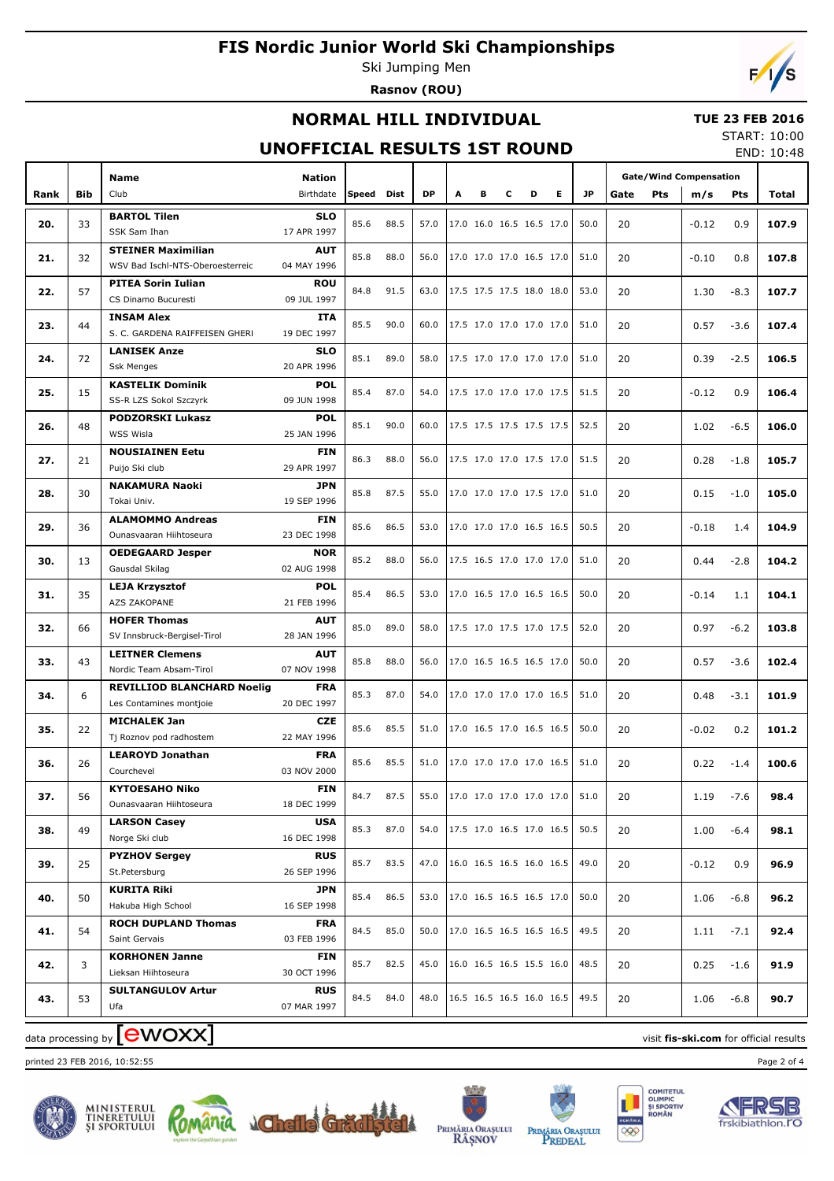# FIS Nordic Junior World Ski Championships

Ski Jumping Men

**Rasnov (ROU)**

## NORMAL HILL INDIVIDUAL

## UNOFFICIAL RESULTS 1ST ROUND

**TUE 23 FEB 2016**

START: 10:00

END: 10:48

| Rank | Bib | Name / Club | Nation / Birthdate | Speed | Dist | DP | A | B | C | D | E | JP | Gate | Pts | m/s | Pts | Total |
|---|---|---|---|---|---|---|---|---|---|---|---|---|---|---|---|---|---|
| | | | | | | | | | | | | | Gate/Wind Compensation | | | | |
| 20. | 33 | **BARTOL Tilen** SSK Sam Ihan | **SLO** 17 APR 1997 | 85.6 | 88.5 | 57.0 | 17.0 | 16.0 | 16.5 | 16.5 | 17.0 | 50.0 | 20 | | -0.12 | 0.9 | **107.9** |
| 21. | 32 | **STEINER Maximilian** WSV Bad Ischl-NTS-Oberoesterreic | **AUT** 04 MAY 1996 | 85.8 | 88.0 | 56.0 | 17.0 | 17.0 | 17.0 | 16.5 | 17.0 | 51.0 | 20 | | -0.10 | 0.8 | **107.8** |
| 22. | 57 | **PITEA Sorin Iulian** CS Dinamo Bucuresti | **ROU** 09 JUL 1997 | 84.8 | 91.5 | 63.0 | 17.5 | 17.5 | 17.5 | 18.0 | 18.0 | 53.0 | 20 | | 1.30 | -8.3 | **107.7** |
| 23. | 44 | **INSAM Alex** S. C. GARDENA RAIFFEISEN GHERI | **ITA** 19 DEC 1997 | 85.5 | 90.0 | 60.0 | 17.5 | 17.0 | 17.0 | 17.0 | 17.0 | 51.0 | 20 | | 0.57 | -3.6 | **107.4** |
| 24. | 72 | **LANISEK Anze** Ssk Menges | **SLO** 20 APR 1996 | 85.1 | 89.0 | 58.0 | 17.5 | 17.0 | 17.0 | 17.0 | 17.0 | 51.0 | 20 | | 0.39 | -2.5 | **106.5** |
| 25. | 15 | **KASTELIK Dominik** SS-R LZS Sokol Szczyrk | **POL** 09 JUN 1998 | 85.4 | 87.0 | 54.0 | 17.5 | 17.0 | 17.0 | 17.0 | 17.5 | 51.5 | 20 | | -0.12 | 0.9 | **106.4** |
| 26. | 48 | **PODZORSKI Lukasz** WSS Wisla | **POL** 25 JAN 1996 | 85.1 | 90.0 | 60.0 | 17.5 | 17.5 | 17.5 | 17.5 | 17.5 | 52.5 | 20 | | 1.02 | -6.5 | **106.0** |
| 27. | 21 | **NOUSIAINEN Eetu** Puijo Ski club | **FIN** 29 APR 1997 | 86.3 | 88.0 | 56.0 | 17.5 | 17.0 | 17.0 | 17.5 | 17.0 | 51.5 | 20 | | 0.28 | -1.8 | **105.7** |
| 28. | 30 | **NAKAMURA Naoki** Tokai Univ. | **JPN** 19 SEP 1996 | 85.8 | 87.5 | 55.0 | 17.0 | 17.0 | 17.0 | 17.5 | 17.0 | 51.0 | 20 | | 0.15 | -1.0 | **105.0** |
| 29. | 36 | **ALAMOMMO Andreas** Ounasvaaran Hiihtoseura | **FIN** 23 DEC 1998 | 85.6 | 86.5 | 53.0 | 17.0 | 17.0 | 17.0 | 16.5 | 16.5 | 50.5 | 20 | | -0.18 | 1.4 | **104.9** |
| 30. | 13 | **OEDEGAARD Jesper** Gausdal Skilag | **NOR** 02 AUG 1998 | 85.2 | 88.0 | 56.0 | 17.5 | 16.5 | 17.0 | 17.0 | 17.0 | 51.0 | 20 | | 0.44 | -2.8 | **104.2** |
| 31. | 35 | **LEJA Krzysztof** AZS ZAKOPANE | **POL** 21 FEB 1996 | 85.4 | 86.5 | 53.0 | 17.0 | 16.5 | 17.0 | 16.5 | 16.5 | 50.0 | 20 | | -0.14 | 1.1 | **104.1** |
| 32. | 66 | **HOFER Thomas** SV Innsbruck-Bergisel-Tirol | **AUT** 28 JAN 1996 | 85.0 | 89.0 | 58.0 | 17.5 | 17.0 | 17.5 | 17.0 | 17.5 | 52.0 | 20 | | 0.97 | -6.2 | **103.8** |
| 33. | 43 | **LEITNER Clemens** Nordic Team Absam-Tirol | **AUT** 07 NOV 1998 | 85.8 | 88.0 | 56.0 | 17.0 | 16.5 | 16.5 | 16.5 | 17.0 | 50.0 | 20 | | 0.57 | -3.6 | **102.4** |
| 34. | 6 | **REVILLIOD BLANCHARD Noelig** Les Contamines montjoie | **FRA** 20 DEC 1997 | 85.3 | 87.0 | 54.0 | 17.0 | 17.0 | 17.0 | 17.0 | 16.5 | 51.0 | 20 | | 0.48 | -3.1 | **101.9** |
| 35. | 22 | **MICHALEK Jan** Tj Roznov pod radhostem | **CZE** 22 MAY 1996 | 85.6 | 85.5 | 51.0 | 17.0 | 16.5 | 17.0 | 16.5 | 16.5 | 50.0 | 20 | | -0.02 | 0.2 | **101.2** |
| 36. | 26 | **LEAROYD Jonathan** Courchevel | **FRA** 03 NOV 2000 | 85.6 | 85.5 | 51.0 | 17.0 | 17.0 | 17.0 | 17.0 | 16.5 | 51.0 | 20 | | 0.22 | -1.4 | **100.6** |
| 37. | 56 | **KYTOESAHO Niko** Ounasvaaran Hiihtoseura | **FIN** 18 DEC 1999 | 84.7 | 87.5 | 55.0 | 17.0 | 17.0 | 17.0 | 17.0 | 17.0 | 51.0 | 20 | | 1.19 | -7.6 | **98.4** |
| 38. | 49 | **LARSON Casey** Norge Ski club | **USA** 16 DEC 1998 | 85.3 | 87.0 | 54.0 | 17.5 | 17.0 | 16.5 | 17.0 | 16.5 | 50.5 | 20 | | 1.00 | -6.4 | **98.1** |
| 39. | 25 | **PYZHOV Sergey** St.Petersburg | **RUS** 26 SEP 1996 | 85.7 | 83.5 | 47.0 | 16.0 | 16.5 | 16.5 | 16.0 | 16.5 | 49.0 | 20 | | -0.12 | 0.9 | **96.9** |
| 40. | 50 | **KURITA Riki** Hakuba High School | **JPN** 16 SEP 1998 | 85.4 | 86.5 | 53.0 | 17.0 | 16.5 | 16.5 | 16.5 | 17.0 | 50.0 | 20 | | 1.06 | -6.8 | **96.2** |
| 41. | 54 | **ROCH DUPLAND Thomas** Saint Gervais | **FRA** 03 FEB 1996 | 84.5 | 85.0 | 50.0 | 17.0 | 16.5 | 16.5 | 16.5 | 16.5 | 49.5 | 20 | | 1.11 | -7.1 | **92.4** |
| 42. | 3 | **KORHONEN Janne** Lieksan Hiihtoseura | **FIN** 30 OCT 1996 | 85.7 | 82.5 | 45.0 | 16.0 | 16.5 | 16.5 | 15.5 | 16.0 | 48.5 | 20 | | 0.25 | -1.6 | **91.9** |
| 43. | 53 | **SULTANGULOV Artur** Ufa | **RUS** 07 MAR 1997 | 84.5 | 84.0 | 48.0 | 16.5 | 16.5 | 16.5 | 16.0 | 16.5 | 49.5 | 20 | | 1.06 | -6.8 | **90.7** |

data processing by ewoxx — visit **fis-ski.com** for official results

printed 23 FEB 2016, 10:52:55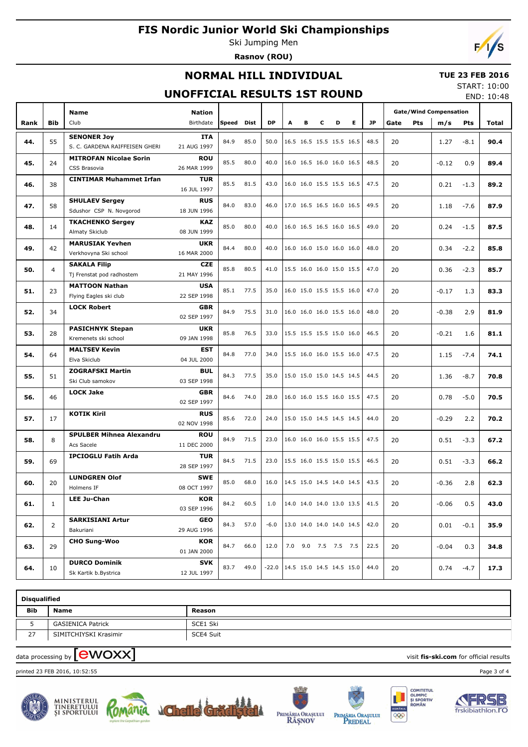# FIS Nordic Junior World Ski Championships

Ski Jumping Men

**Rasnov (ROU)**

## NORMAL HILL INDIVIDUAL

## UNOFFICIAL RESULTS 1ST ROUND

**TUE 23 FEB 2016**

START: 10:00

END: 10:48

| Rank | Bib | Name / Club | Nation / Birthdate | Speed | Dist | DP | A | B | C | D | E | JP | Gate | Pts | m/s | Pts | Total |
|---|---|---|---|---|---|---|---|---|---|---|---|---|---|---|---|---|---|
| | | | | | | | | | | | | | Gate/Wind Compensation | | | | |
| 44. | 55 | **SENONER Joy** S. C. GARDENA RAIFFEISEN GHERI | **ITA** 21 AUG 1997 | 84.9 | 85.0 | 50.0 | 16.5 | 16.5 | 15.5 | 15.5 | 16.5 | 48.5 | 20 | | 1.27 | -8.1 | **90.4** |
| 45. | 24 | **MITROFAN Nicolae Sorin** CSS Brasovia | **ROU** 26 MAR 1999 | 85.5 | 80.0 | 40.0 | 16.0 | 16.5 | 16.0 | 16.0 | 16.5 | 48.5 | 20 | | -0.12 | 0.9 | **89.4** |
| 46. | 38 | **CINTIMAR Muhammet Irfan** | **TUR** 16 JUL 1997 | 85.5 | 81.5 | 43.0 | 16.0 | 16.0 | 15.5 | 15.5 | 16.5 | 47.5 | 20 | | 0.21 | -1.3 | **89.2** |
| 47. | 58 | **SHULAEV Sergey** Sdushor CSP N. Novgorod | **RUS** 18 JUN 1996 | 84.0 | 83.0 | 46.0 | 17.0 | 16.5 | 16.5 | 16.0 | 16.5 | 49.5 | 20 | | 1.18 | -7.6 | **87.9** |
| 48. | 14 | **TKACHENKO Sergey** Almaty Skiclub | **KAZ** 08 JUN 1999 | 85.0 | 80.0 | 40.0 | 16.0 | 16.5 | 16.5 | 16.0 | 16.5 | 49.0 | 20 | | 0.24 | -1.5 | **87.5** |
| 49. | 42 | **MARUSIAK Yevhen** Verkhovyna Ski school | **UKR** 16 MAR 2000 | 84.4 | 80.0 | 40.0 | 16.0 | 16.0 | 15.0 | 16.0 | 16.0 | 48.0 | 20 | | 0.34 | -2.2 | **85.8** |
| 50. | 4 | **SAKALA Filip** Tj Frenstat pod radhostem | **CZE** 21 MAY 1996 | 85.8 | 80.5 | 41.0 | 15.5 | 16.0 | 16.0 | 15.0 | 15.5 | 47.0 | 20 | | 0.36 | -2.3 | **85.7** |
| 51. | 23 | **MATTOON Nathan** Flying Eagles ski club | **USA** 22 SEP 1998 | 85.1 | 77.5 | 35.0 | 16.0 | 15.0 | 15.5 | 15.5 | 16.0 | 47.0 | 20 | | -0.17 | 1.3 | **83.3** |
| 52. | 34 | **LOCK Robert** | **GBR** 02 SEP 1997 | 84.9 | 75.5 | 31.0 | 16.0 | 16.0 | 16.0 | 15.5 | 16.0 | 48.0 | 20 | | -0.38 | 2.9 | **81.9** |
| 53. | 28 | **PASICHNYK Stepan** Kremenets ski school | **UKR** 09 JAN 1998 | 85.8 | 76.5 | 33.0 | 15.5 | 15.5 | 15.5 | 15.0 | 16.0 | 46.5 | 20 | | -0.21 | 1.6 | **81.1** |
| 54. | 64 | **MALTSEV Kevin** Elva Skiclub | **EST** 04 JUL 2000 | 84.8 | 77.0 | 34.0 | 15.5 | 16.0 | 16.0 | 15.5 | 16.0 | 47.5 | 20 | | 1.15 | -7.4 | **74.1** |
| 55. | 51 | **ZOGRAFSKI Martin** Ski Club samokov | **BUL** 03 SEP 1998 | 84.3 | 77.5 | 35.0 | 15.0 | 15.0 | 15.0 | 14.5 | 14.5 | 44.5 | 20 | | 1.36 | -8.7 | **70.8** |
| 56. | 46 | **LOCK Jake** | **GBR** 02 SEP 1997 | 84.6 | 74.0 | 28.0 | 16.0 | 16.0 | 15.5 | 16.0 | 15.5 | 47.5 | 20 | | 0.78 | -5.0 | **70.5** |
| 57. | 17 | **KOTIK Kiril** | **RUS** 02 NOV 1998 | 85.6 | 72.0 | 24.0 | 15.0 | 15.0 | 14.5 | 14.5 | 14.5 | 44.0 | 20 | | -0.29 | 2.2 | **70.2** |
| 58. | 8 | **SPULBER Mihnea Alexandru** Acs Sacele | **ROU** 11 DEC 2000 | 84.9 | 71.5 | 23.0 | 16.0 | 16.0 | 16.0 | 15.5 | 15.5 | 47.5 | 20 | | 0.51 | -3.3 | **67.2** |
| 59. | 69 | **IPCIOGLU Fatih Arda** | **TUR** 28 SEP 1997 | 84.5 | 71.5 | 23.0 | 15.5 | 16.0 | 15.5 | 15.0 | 15.5 | 46.5 | 20 | | 0.51 | -3.3 | **66.2** |
| 60. | 20 | **LUNDGREN Olof** Holmens IF | **SWE** 08 OCT 1997 | 85.0 | 68.0 | 16.0 | 14.5 | 15.0 | 14.5 | 14.0 | 14.5 | 43.5 | 20 | | -0.36 | 2.8 | **62.3** |
| 61. | 1 | **LEE Ju-Chan** | **KOR** 03 SEP 1996 | 84.2 | 60.5 | 1.0 | 14.0 | 14.0 | 14.0 | 13.0 | 13.5 | 41.5 | 20 | | -0.06 | 0.5 | **43.0** |
| 62. | 2 | **SARKISIANI Artur** Bakuriani | **GEO** 29 AUG 1996 | 84.3 | 57.0 | -6.0 | 13.0 | 14.0 | 14.0 | 14.0 | 14.5 | 42.0 | 20 | | 0.01 | -0.1 | **35.9** |
| 63. | 29 | **CHO Sung-Woo** | **KOR** 01 JAN 2000 | 84.7 | 66.0 | 12.0 | 7.0 | 9.0 | 7.5 | 7.5 | 7.5 | 22.5 | 20 | | -0.04 | 0.3 | **34.8** |
| 64. | 10 | **DURCO Dominik** Sk Kartik b.Bystrica | **SVK** 12 JUL 1997 | 83.7 | 49.0 | -22.0 | 14.5 | 15.0 | 14.5 | 14.5 | 15.0 | 44.0 | 20 | | 0.74 | -4.7 | **17.3** |

**Disqualified**

| Bib | Name | Reason |
|---|---|---|
| 5 | GASIENICA Patrick | SCE1 Ski |
| 27 | SIMITCHIYSKI Krasimir | SCE4 Suit |

data processing by ewoxx — visit **fis-ski.com** for official results

printed 23 FEB 2016, 10:52:55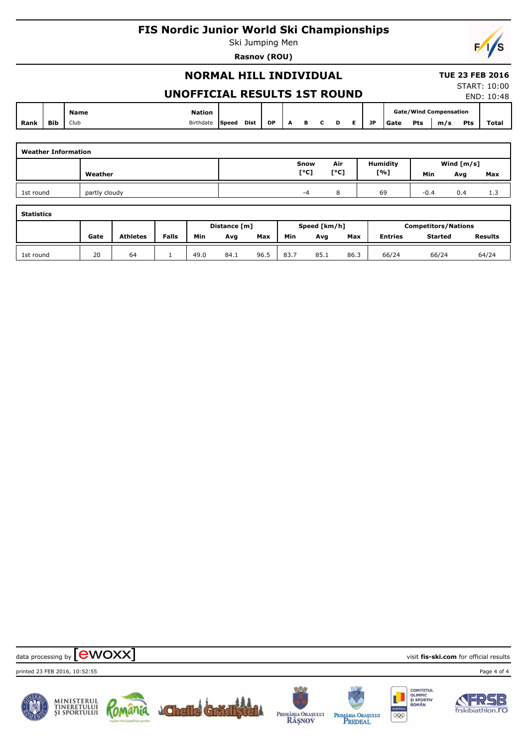# FIS Nordic Junior World Ski Championships

Ski Jumping Men

**Rasnov (ROU)**

## NORMAL HILL INDIVIDUAL

**TUE 23 FEB 2016**

START: 10:00

## UNOFFICIAL RESULTS 1ST ROUND

END: 10:48

| Rank | Bib | Name / Club | Nation / Birthdate | Speed | Dist | DP | A | B | C | D | E | JP | Gate/Wind Compensation: Gate | Pts | m/s | Pts | Total |
|---|---|---|---|---|---|---|---|---|---|---|---|---|---|---|---|---|---|

### Weather Information

| | Weather | Snow [°C] | Air [°C] | Humidity [%] | Wind [m/s] Min | Avg | Max |
|---|---|---|---|---|---|---|---|
| 1st round | partly cloudy | -4 | 8 | 69 | -0.4 | 0.4 | 1.3 |

### Statistics

| | Gate | Athletes | Falls | Distance [m] Min | Avg | Max | Speed [km/h] Min | Avg | Max | Competitors/Nations Entries | Started | Results |
|---|---|---|---|---|---|---|---|---|---|---|---|---|
| 1st round | 20 | 64 | 1 | 49.0 | 84.1 | 96.5 | 83.7 | 85.1 | 86.3 | 66/24 | 66/24 | 64/24 |

data processing by [ewoxx]

visit **fis-ski.com** for official results

printed 23 FEB 2016, 10:52:55